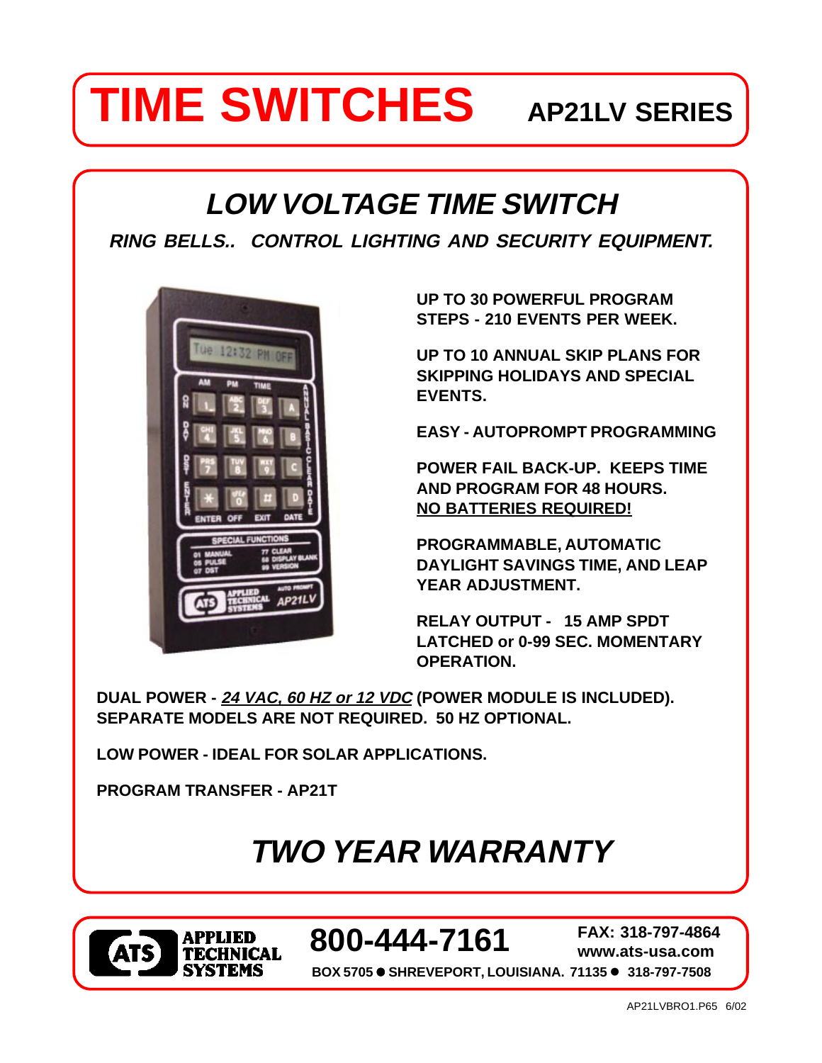# TIME SWITCHES AP21LV SERIES

## *LOW VOLTAGE TIME SWITCH*

***RING BELLS.. CONTROL LIGHTING AND SECURITY EQUIPMENT.***

**UP TO 30 POWERFUL PROGRAM STEPS - 210 EVENTS PER WEEK.**

**UP TO 10 ANNUAL SKIP PLANS FOR SKIPPING HOLIDAYS AND SPECIAL EVENTS.**

**EASY - AUTOPROMPT PROGRAMMING**

**POWER FAIL BACK-UP. KEEPS TIME AND PROGRAM FOR 48 HOURS. <u>NO BATTERIES REQUIRED!</u>**

**PROGRAMMABLE, AUTOMATIC DAYLIGHT SAVINGS TIME, AND LEAP YEAR ADJUSTMENT.**

**RELAY OUTPUT - 15 AMP SPDT LATCHED or 0-99 SEC. MOMENTARY OPERATION.**

**DUAL POWER - <u>*24 VAC, 60 HZ or 12 VDC*</u> (POWER MODULE IS INCLUDED). SEPARATE MODELS ARE NOT REQUIRED. 50 HZ OPTIONAL.**

**LOW POWER - IDEAL FOR SOLAR APPLICATIONS.**

**PROGRAM TRANSFER - AP21T**

## *TWO YEAR WARRANTY*

**ATS APPLIED TECHNICAL SYSTEMS**

**800-444-7161**

**FAX: 318-797-4864**
**www.ats-usa.com**

**BOX 5705 ● SHREVEPORT, LOUISIANA. 71135 ● 318-797-7508**

AP21LVBRO1.P65 6/02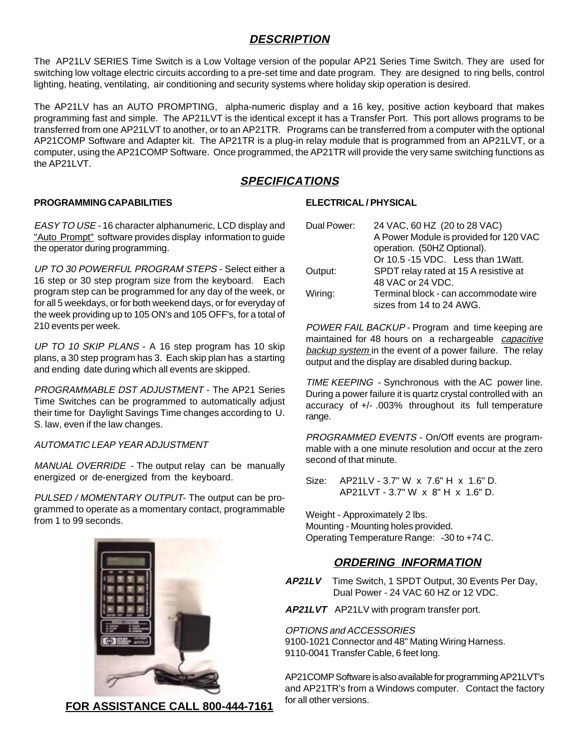## *DESCRIPTION*

The AP21LV SERIES Time Switch is a Low Voltage version of the popular AP21 Series Time Switch. They are used for switching low voltage electric circuits according to a pre-set time and date program. They are designed to ring bells, control lighting, heating, ventilating, air conditioning and security systems where holiday skip operation is desired.

The AP21LV has an AUTO PROMPTING, alpha-numeric display and a 16 key, positive action keyboard that makes programming fast and simple. The AP21LVT is the identical except it has a Transfer Port. This port allows programs to be transferred from one AP21LVT to another, or to an AP21TR. Programs can be transferred from a computer with the optional AP21COMP Software and Adapter kit. The AP21TR is a plug-in relay module that is programmed from an AP21LVT, or a computer, using the AP21COMP Software. Once programmed, the AP21TR will provide the very same switching functions as the AP21LVT.

## *SPECIFICATIONS*

### PROGRAMMING CAPABILITIES

*EASY TO USE* - 16 character alphanumeric, LCD display and "Auto Prompt" software provides display information to guide the operator during programming.

*UP TO 30 POWERFUL PROGRAM STEPS* - Select either a 16 step or 30 step program size from the keyboard. Each program step can be programmed for any day of the week, or for all 5 weekdays, or for both weekend days, or for everyday of the week providing up to 105 ON's and 105 OFF's, for a total of 210 events per week.

*UP TO 10 SKIP PLANS* - A 16 step program has 10 skip plans, a 30 step program has 3. Each skip plan has a starting and ending date during which all events are skipped.

*PROGRAMMABLE DST ADJUSTMENT* - The AP21 Series Time Switches can be programmed to automatically adjust their time for Daylight Savings Time changes according to U. S. law, even if the law changes.

*AUTOMATIC LEAP YEAR ADJUSTMENT*

*MANUAL OVERRIDE* - The output relay can be manually energized or de-energized from the keyboard.

*PULSED / MOMENTARY OUTPUT*- The output can be programmed to operate as a momentary contact, programmable from 1 to 99 seconds.

**FOR ASSISTANCE CALL 800-444-7161**

### ELECTRICAL / PHYSICAL

| | |
|---|---|
| Dual Power: | 24 VAC, 60 HZ (20 to 28 VAC) A Power Module is provided for 120 VAC operation. (50HZ Optional). Or 10.5 -15 VDC. Less than 1Watt. |
| Output: | SPDT relay rated at 15 A resistive at 48 VAC or 24 VDC. |
| Wiring: | Terminal block - can accommodate wire sizes from 14 to 24 AWG. |

*POWER FAIL BACKUP* - Program and time keeping are maintained for 48 hours on a rechargeable *capacitive backup system* in the event of a power failure. The relay output and the display are disabled during backup.

*TIME KEEPING* - Synchronous with the AC power line. During a power failure it is quartz crystal controlled with an accuracy of +/- .003% throughout its full temperature range.

*PROGRAMMED EVENTS* - On/Off events are programmable with a one minute resolution and occur at the zero second of that minute.

Size: AP21LV - 3.7" W x 7.6" H x 1.6" D.
AP21LVT - 3.7" W x 8" H x 1.6" D.

Weight - Approximately 2 lbs.
Mounting - Mounting holes provided.
Operating Temperature Range: -30 to +74 C.

## *ORDERING INFORMATION*

***AP21LV*** Time Switch, 1 SPDT Output, 30 Events Per Day, Dual Power - 24 VAC 60 HZ or 12 VDC.

***AP21LVT*** AP21LV with program transfer port.

*OPTIONS and ACCESSORIES*
9100-1021 Connector and 48" Mating Wiring Harness.
9110-0041 Transfer Cable, 6 feet long.

AP21COMP Software is also available for programming AP21LVT's and AP21TR's from a Windows computer. Contact the factory for all other versions.